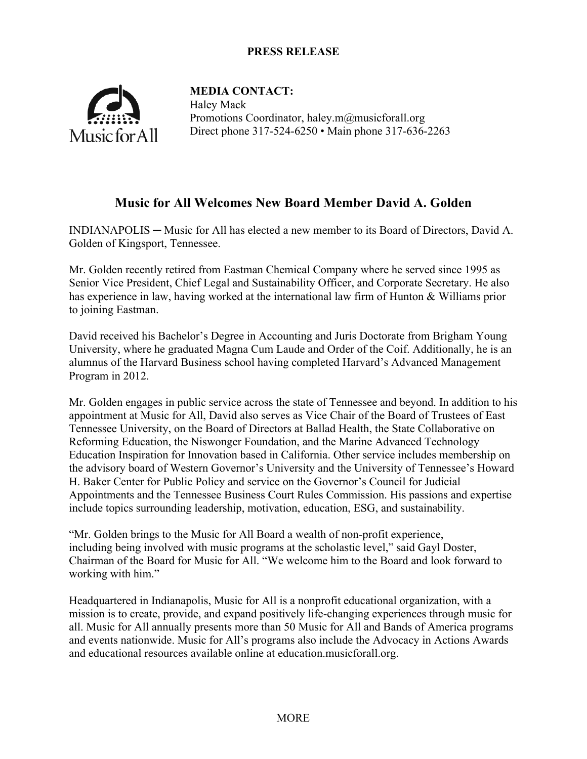**PRESS RELEASE**

**MEDIA CONTACT:**
Haley Mack
Promotions Coordinator, haley.m@musicforall.org
Direct phone 317-524-6250 • Main phone 317-636-2263

# Music for All Welcomes New Board Member David A. Golden

INDIANAPOLIS ─ Music for All has elected a new member to its Board of Directors, David A. Golden of Kingsport, Tennessee.

Mr. Golden recently retired from Eastman Chemical Company where he served since 1995 as Senior Vice President, Chief Legal and Sustainability Officer, and Corporate Secretary. He also has experience in law, having worked at the international law firm of Hunton & Williams prior to joining Eastman.

David received his Bachelor's Degree in Accounting and Juris Doctorate from Brigham Young University, where he graduated Magna Cum Laude and Order of the Coif. Additionally, he is an alumnus of the Harvard Business school having completed Harvard's Advanced Management Program in 2012.

Mr. Golden engages in public service across the state of Tennessee and beyond. In addition to his appointment at Music for All, David also serves as Vice Chair of the Board of Trustees of East Tennessee University, on the Board of Directors at Ballad Health, the State Collaborative on Reforming Education, the Niswonger Foundation, and the Marine Advanced Technology Education Inspiration for Innovation based in California. Other service includes membership on the advisory board of Western Governor's University and the University of Tennessee's Howard H. Baker Center for Public Policy and service on the Governor's Council for Judicial Appointments and the Tennessee Business Court Rules Commission. His passions and expertise include topics surrounding leadership, motivation, education, ESG, and sustainability.

"Mr. Golden brings to the Music for All Board a wealth of non-profit experience, including being involved with music programs at the scholastic level," said Gayl Doster, Chairman of the Board for Music for All. "We welcome him to the Board and look forward to working with him."

Headquartered in Indianapolis, Music for All is a nonprofit educational organization, with a mission is to create, provide, and expand positively life-changing experiences through music for all. Music for All annually presents more than 50 Music for All and Bands of America programs and events nationwide. Music for All's programs also include the Advocacy in Actions Awards and educational resources available online at education.musicforall.org.

MORE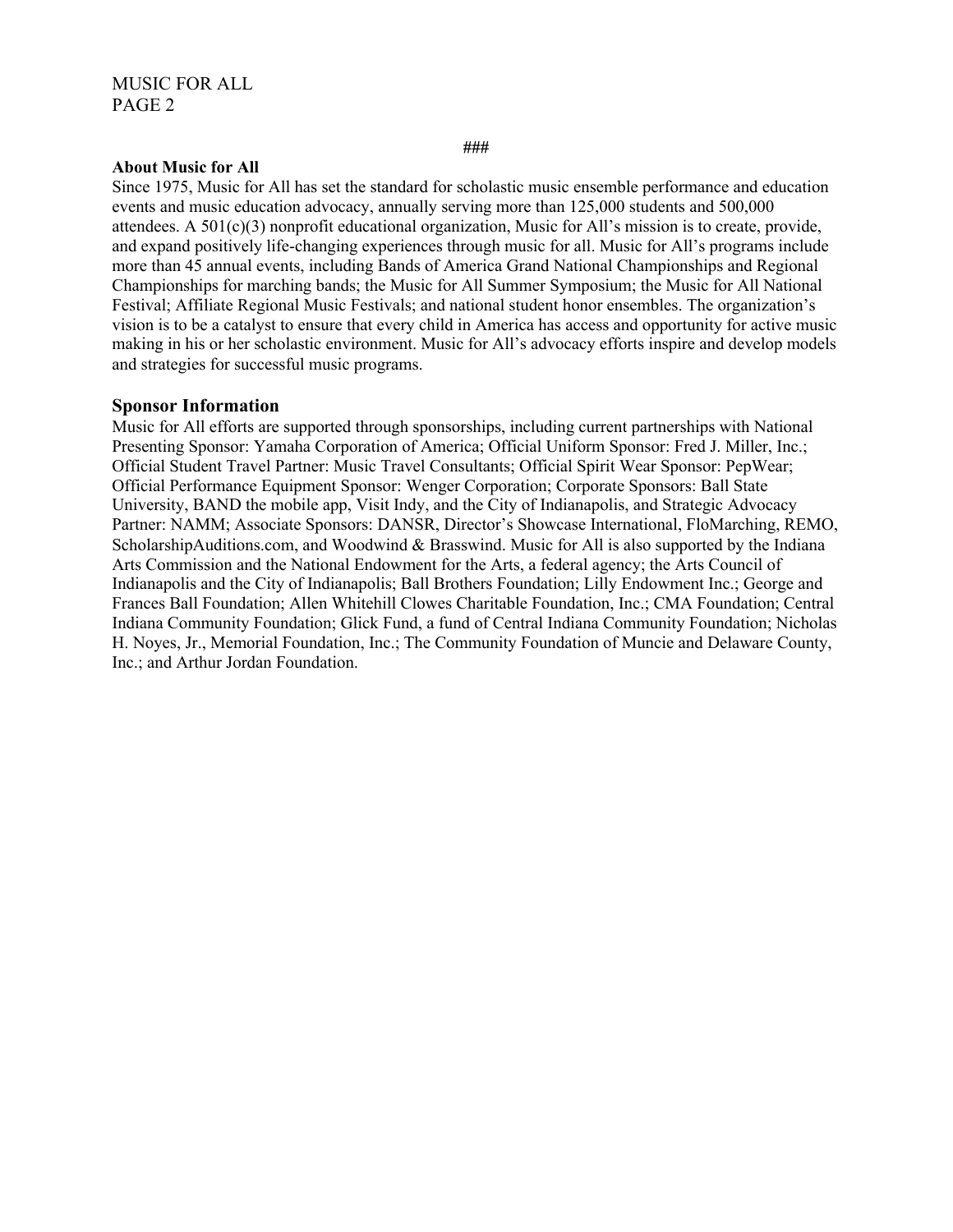###

**About Music for All**

Since 1975, Music for All has set the standard for scholastic music ensemble performance and education events and music education advocacy, annually serving more than 125,000 students and 500,000 attendees. A 501(c)(3) nonprofit educational organization, Music for All's mission is to create, provide, and expand positively life-changing experiences through music for all. Music for All's programs include more than 45 annual events, including Bands of America Grand National Championships and Regional Championships for marching bands; the Music for All Summer Symposium; the Music for All National Festival; Affiliate Regional Music Festivals; and national student honor ensembles. The organization's vision is to be a catalyst to ensure that every child in America has access and opportunity for active music making in his or her scholastic environment. Music for All's advocacy efforts inspire and develop models and strategies for successful music programs.

## Sponsor Information

Music for All efforts are supported through sponsorships, including current partnerships with National Presenting Sponsor: Yamaha Corporation of America; Official Uniform Sponsor: Fred J. Miller, Inc.; Official Student Travel Partner: Music Travel Consultants; Official Spirit Wear Sponsor: PepWear; Official Performance Equipment Sponsor: Wenger Corporation; Corporate Sponsors: Ball State University, BAND the mobile app, Visit Indy, and the City of Indianapolis, and Strategic Advocacy Partner: NAMM; Associate Sponsors: DANSR, Director's Showcase International, FloMarching, REMO, ScholarshipAuditions.com, and Woodwind & Brasswind. Music for All is also supported by the Indiana Arts Commission and the National Endowment for the Arts, a federal agency; the Arts Council of Indianapolis and the City of Indianapolis; Ball Brothers Foundation; Lilly Endowment Inc.; George and Frances Ball Foundation; Allen Whitehill Clowes Charitable Foundation, Inc.; CMA Foundation; Central Indiana Community Foundation; Glick Fund, a fund of Central Indiana Community Foundation; Nicholas H. Noyes, Jr., Memorial Foundation, Inc.; The Community Foundation of Muncie and Delaware County, Inc.; and Arthur Jordan Foundation.